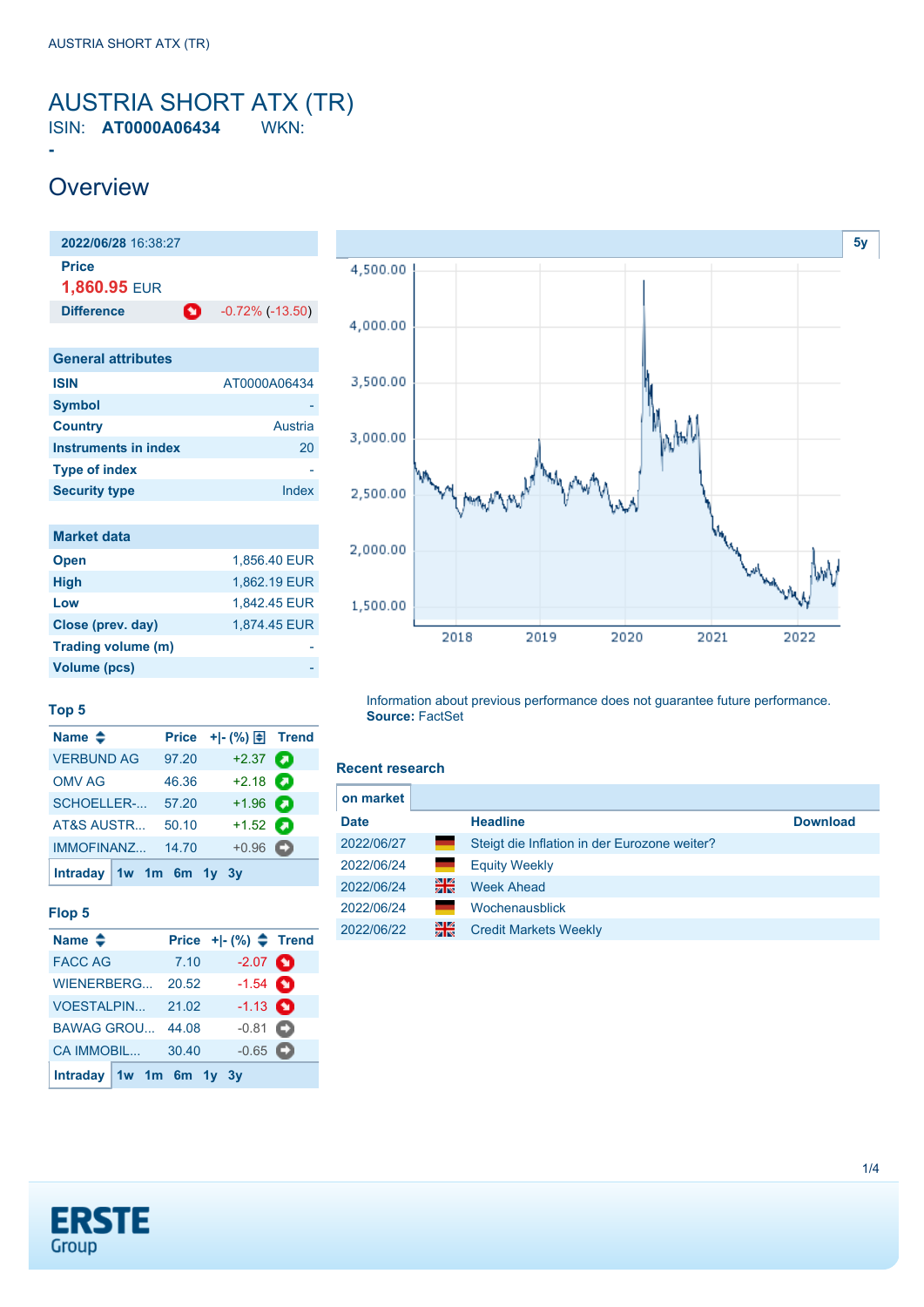# AUSTRIA SHORT ATX (TR)

ISIN: **AT0000A06434** WKN: -

## Overview

| 2022/06/28 16:38:27 | |
|---|---|
| Price | |
| 1,860.95 EUR | |
| Difference | -0.72% (-13.50) |

| General attributes | |
|---|---|
| ISIN | AT0000A06434 |
| Symbol | - |
| Country | Austria |
| Instruments in index | 20 |
| Type of index | - |
| Security type | Index |

| Market data | |
|---|---|
| Open | 1,856.40 EUR |
| High | 1,862.19 EUR |
| Low | 1,842.45 EUR |
| Close (prev. day) | 1,874.45 EUR |
| Trading volume (m) | - |
| Volume (pcs) | - |

### Top 5

| Name | Price | +\|- (%) | Trend |
|---|---|---|---|
| VERBUND AG | 97.20 | +2.37 | |
| OMV AG | 46.36 | +2.18 | |
| SCHOELLER-... | 57.20 | +1.96 | |
| AT&S AUSTR... | 50.10 | +1.52 | |
| IMMOFINANZ... | 14.70 | +0.96 | |

Intraday 1w 1m 6m 1y 3y

### Flop 5

| Name | Price | +\|- (%) | Trend |
|---|---|---|---|
| FACC AG | 7.10 | -2.07 | |
| WIENERBERG... | 20.52 | -1.54 | |
| VOESTALPIN... | 21.02 | -1.13 | |
| BAWAG GROU... | 44.08 | -0.81 | |
| CA IMMOBIL... | 30.40 | -0.65 | |

Intraday 1w 1m 6m 1y 3y

5y

Information about previous performance does not guarantee future performance.
**Source:** FactSet

### Recent research

on market

| Date | | Headline | Download |
|---|---|---|---|
| 2022/06/27 | DE | Steigt die Inflation in der Eurozone weiter? | |
| 2022/06/24 | DE | Equity Weekly | |
| 2022/06/24 | UK | Week Ahead | |
| 2022/06/24 | DE | Wochenausblick | |
| 2022/06/22 | UK | Credit Markets Weekly | |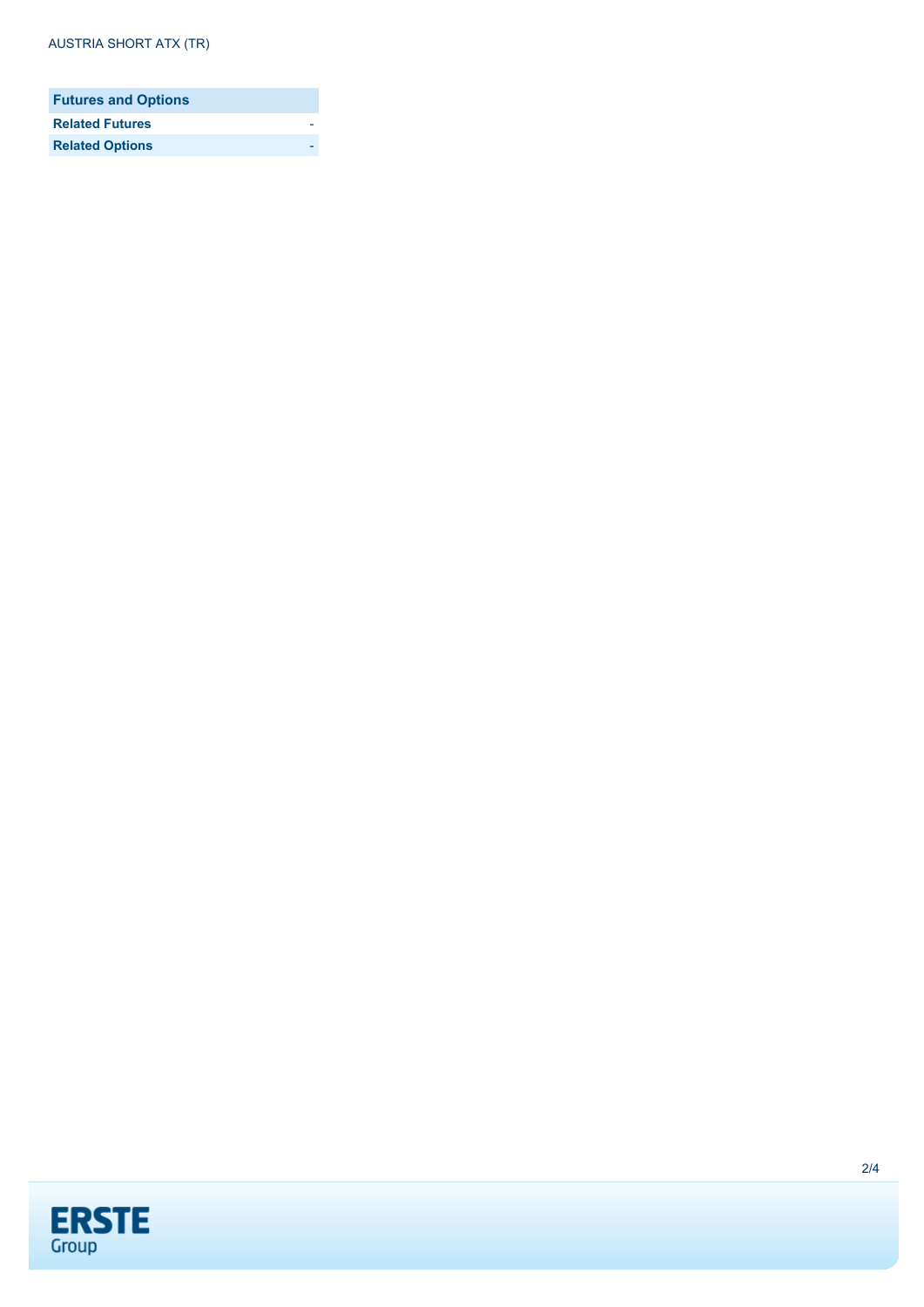| Futures and Options | |
| --- | --- |
| **Related Futures** | - |
| **Related Options** | - |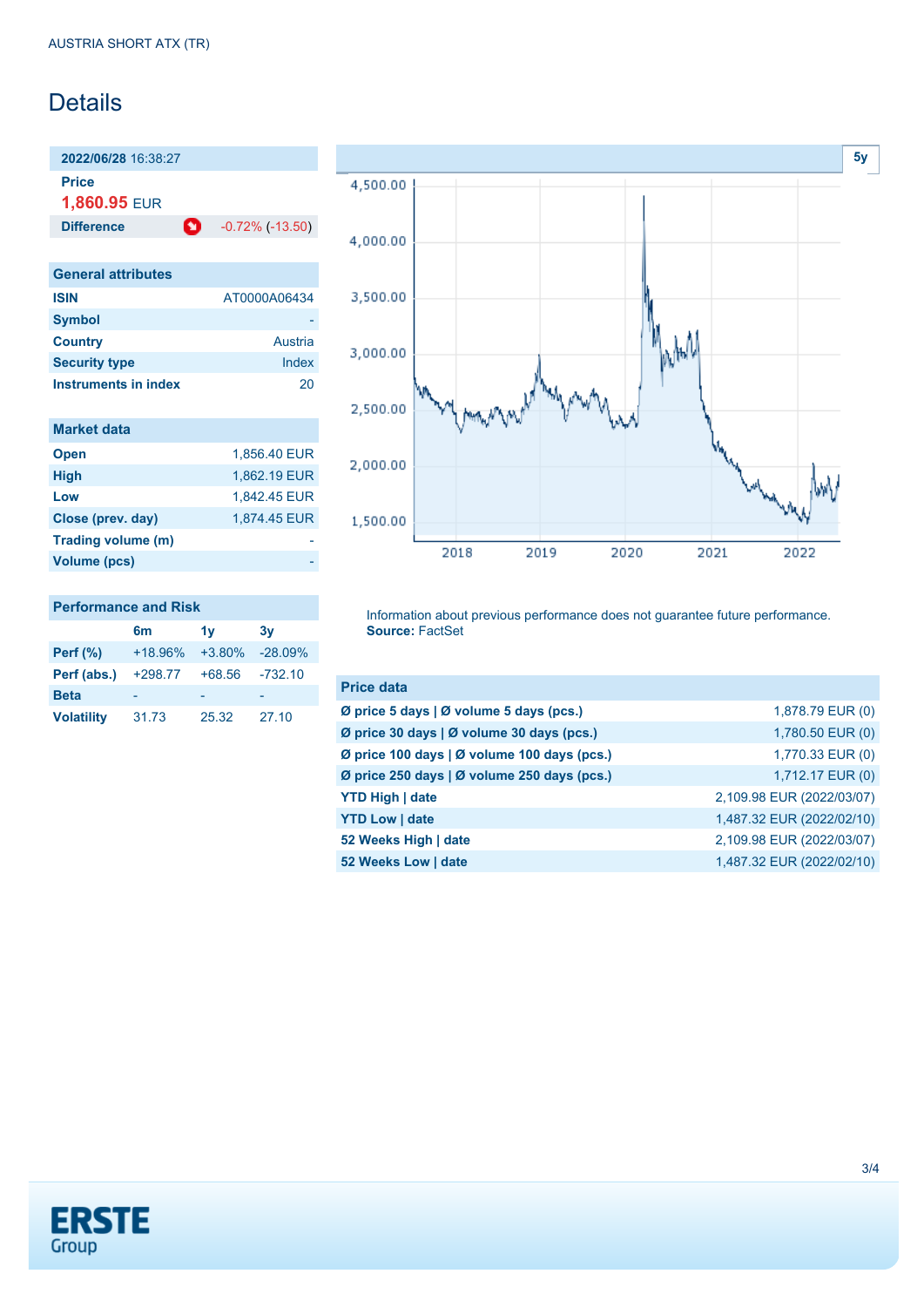AUSTRIA SHORT ATX (TR)

# Details

**2022/06/28** 16:38:27

**Price**

**1,860.95** EUR

| **Difference** | -0.72% (-13.50) |
|---|---|

| General attributes | |
|---|---|
| **ISIN** | AT0000A06434 |
| **Symbol** | - |
| **Country** | Austria |
| **Security type** | Index |
| **Instruments in index** | 20 |

| Market data | |
|---|---|
| **Open** | 1,856.40 EUR |
| **High** | 1,862.19 EUR |
| **Low** | 1,842.45 EUR |
| **Close (prev. day)** | 1,874.45 EUR |
| **Trading volume (m)** | - |
| **Volume (pcs)** | - |

**Performance and Risk**

| | 6m | 1y | 3y |
|---|---|---|---|
| **Perf (%)** | +18.96% | +3.80% | -28.09% |
| **Perf (abs.)** | +298.77 | +68.56 | -732.10 |
| **Beta** | - | - | - |
| **Volatility** | 31.73 | 25.32 | 27.10 |

Information about previous performance does not guarantee future performance.
**Source:** FactSet

| Price data | |
|---|---|
| **Ø price 5 days \| Ø volume 5 days (pcs.)** | 1,878.79 EUR (0) |
| **Ø price 30 days \| Ø volume 30 days (pcs.)** | 1,780.50 EUR (0) |
| **Ø price 100 days \| Ø volume 100 days (pcs.)** | 1,770.33 EUR (0) |
| **Ø price 250 days \| Ø volume 250 days (pcs.)** | 1,712.17 EUR (0) |
| **YTD High \| date** | 2,109.98 EUR (2022/03/07) |
| **YTD Low \| date** | 1,487.32 EUR (2022/02/10) |
| **52 Weeks High \| date** | 2,109.98 EUR (2022/03/07) |
| **52 Weeks Low \| date** | 1,487.32 EUR (2022/02/10) |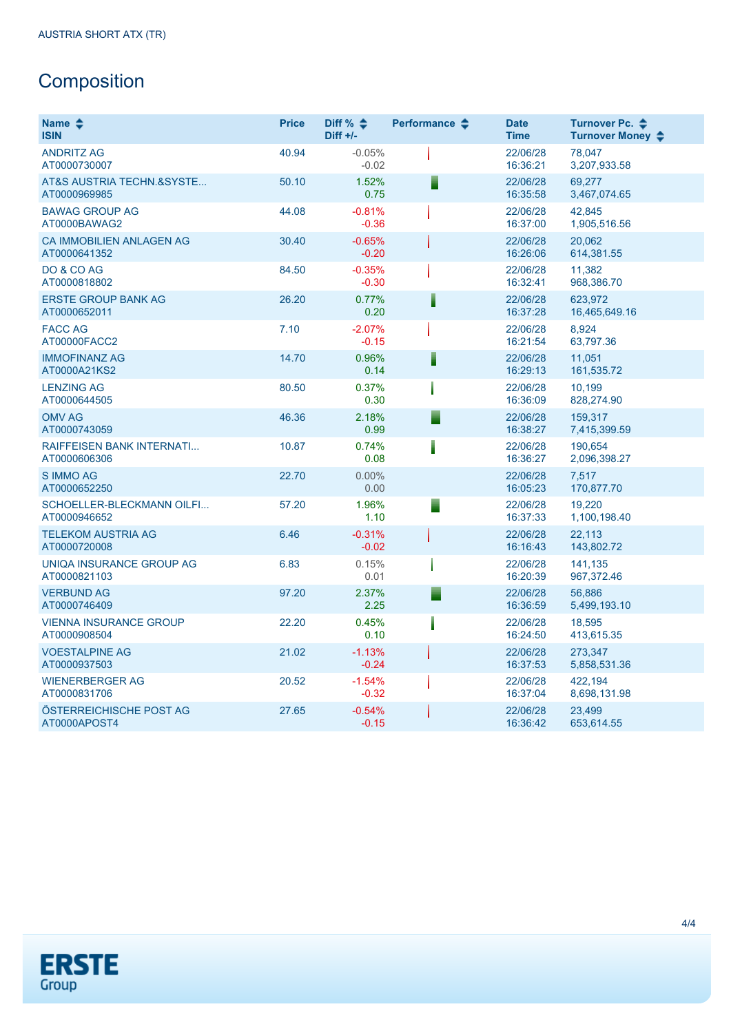AUSTRIA SHORT ATX (TR)

# Composition

| Name<br>ISIN | Price | Diff %<br>Diff +/- | Performance | Date<br>Time | Turnover Pc.<br>Turnover Money |
|---|---|---|---|---|---|
| ANDRITZ AG<br>AT0000730007 | 40.94 | -0.05%<br>-0.02 | | 22/06/28<br>16:36:21 | 78,047<br>3,207,933.58 |
| AT&S AUSTRIA TECHN.&SYSTE...<br>AT0000969985 | 50.10 | 1.52%<br>0.75 | | 22/06/28<br>16:35:58 | 69,277<br>3,467,074.65 |
| BAWAG GROUP AG<br>AT0000BAWAG2 | 44.08 | -0.81%<br>-0.36 | | 22/06/28<br>16:37:00 | 42,845<br>1,905,516.56 |
| CA IMMOBILIEN ANLAGEN AG<br>AT0000641352 | 30.40 | -0.65%<br>-0.20 | | 22/06/28<br>16:26:06 | 20,062<br>614,381.55 |
| DO & CO AG<br>AT0000818802 | 84.50 | -0.35%<br>-0.30 | | 22/06/28<br>16:32:41 | 11,382<br>968,386.70 |
| ERSTE GROUP BANK AG<br>AT0000652011 | 26.20 | 0.77%<br>0.20 | | 22/06/28<br>16:37:28 | 623,972<br>16,465,649.16 |
| FACC AG<br>AT00000FACC2 | 7.10 | -2.07%<br>-0.15 | | 22/06/28<br>16:21:54 | 8,924<br>63,797.36 |
| IMMOFINANZ AG<br>AT0000A21KS2 | 14.70 | 0.96%<br>0.14 | | 22/06/28<br>16:29:13 | 11,051<br>161,535.72 |
| LENZING AG<br>AT0000644505 | 80.50 | 0.37%<br>0.30 | | 22/06/28<br>16:36:09 | 10,199<br>828,274.90 |
| OMV AG<br>AT0000743059 | 46.36 | 2.18%<br>0.99 | | 22/06/28<br>16:38:27 | 159,317<br>7,415,399.59 |
| RAIFFEISEN BANK INTERNATI...<br>AT0000606306 | 10.87 | 0.74%<br>0.08 | | 22/06/28<br>16:36:27 | 190,654<br>2,096,398.27 |
| S IMMO AG<br>AT0000652250 | 22.70 | 0.00%<br>0.00 | | 22/06/28<br>16:05:23 | 7,517<br>170,877.70 |
| SCHOELLER-BLECKMANN OILFI...<br>AT0000946652 | 57.20 | 1.96%<br>1.10 | | 22/06/28<br>16:37:33 | 19,220<br>1,100,198.40 |
| TELEKOM AUSTRIA AG<br>AT0000720008 | 6.46 | -0.31%<br>-0.02 | | 22/06/28<br>16:16:43 | 22,113<br>143,802.72 |
| UNIQA INSURANCE GROUP AG<br>AT0000821103 | 6.83 | 0.15%<br>0.01 | | 22/06/28<br>16:20:39 | 141,135<br>967,372.46 |
| VERBUND AG<br>AT0000746409 | 97.20 | 2.37%<br>2.25 | | 22/06/28<br>16:36:59 | 56,886<br>5,499,193.10 |
| VIENNA INSURANCE GROUP<br>AT0000908504 | 22.20 | 0.45%<br>0.10 | | 22/06/28<br>16:24:50 | 18,595<br>413,615.35 |
| VOESTALPINE AG<br>AT0000937503 | 21.02 | -1.13%<br>-0.24 | | 22/06/28<br>16:37:53 | 273,347<br>5,858,531.36 |
| WIENERBERGER AG<br>AT0000831706 | 20.52 | -1.54%<br>-0.32 | | 22/06/28<br>16:37:04 | 422,194<br>8,698,131.98 |
| ÖSTERREICHISCHE POST AG<br>AT0000APOST4 | 27.65 | -0.54%<br>-0.15 | | 22/06/28<br>16:36:42 | 23,499<br>653,614.55 |